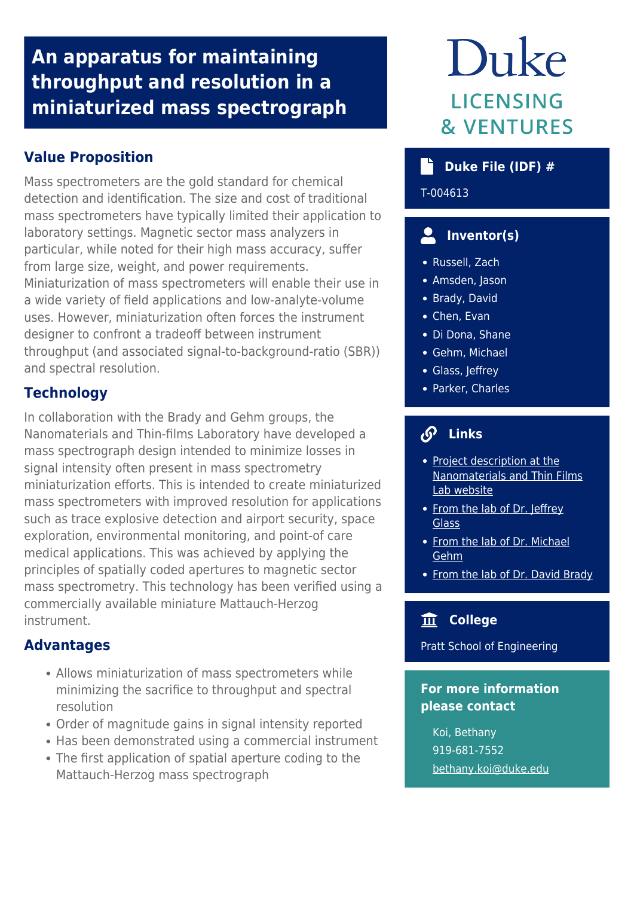# An apparatus for maintaining throughput and resolution in a miniaturized mass spectrograph

## Value Proposition

Mass spectrometers are the gold standard for chemical detection and identification. The size and cost of traditional mass spectrometers have typically limited their application to laboratory settings. Magnetic sector mass analyzers in particular, while noted for their high mass accuracy, suffer from large size, weight, and power requirements. Miniaturization of mass spectrometers will enable their use in a wide variety of field applications and low-analyte-volume uses. However, miniaturization often forces the instrument designer to confront a tradeoff between instrument throughput (and associated signal-to-background-ratio (SBR)) and spectral resolution.

## Technology

In collaboration with the Brady and Gehm groups, the Nanomaterials and Thin-films Laboratory have developed a mass spectrograph design intended to minimize losses in signal intensity often present in mass spectrometry miniaturization efforts. This is intended to create miniaturized mass spectrometers with improved resolution for applications such as trace explosive detection and airport security, space exploration, environmental monitoring, and point-of care medical applications. This was achieved by applying the principles of spatially coded apertures to magnetic sector mass spectrometry. This technology has been verified using a commercially available miniature Mattauch-Herzog instrument.

## Advantages

- Allows miniaturization of mass spectrometers while minimizing the sacrifice to throughput and spectral resolution
- Order of magnitude gains in signal intensity reported
- Has been demonstrated using a commercial instrument
- The first application of spatial aperture coding to the Mattauch-Herzog mass spectrograph

Duke LICENSING & VENTURES

### Duke File (IDF) #

T-004613

### Inventor(s)

- Russell, Zach
- Amsden, Jason
- Brady, David
- Chen, Evan
- Di Dona, Shane
- Gehm, Michael
- Glass, Jeffrey
- Parker, Charles

### Links

- Project description at the Nanomaterials and Thin Films Lab website
- From the lab of Dr. Jeffrey Glass
- From the lab of Dr. Michael Gehm
- From the lab of Dr. David Brady

### College

Pratt School of Engineering

### For more information please contact

Koi, Bethany
919-681-7552
bethany.koi@duke.edu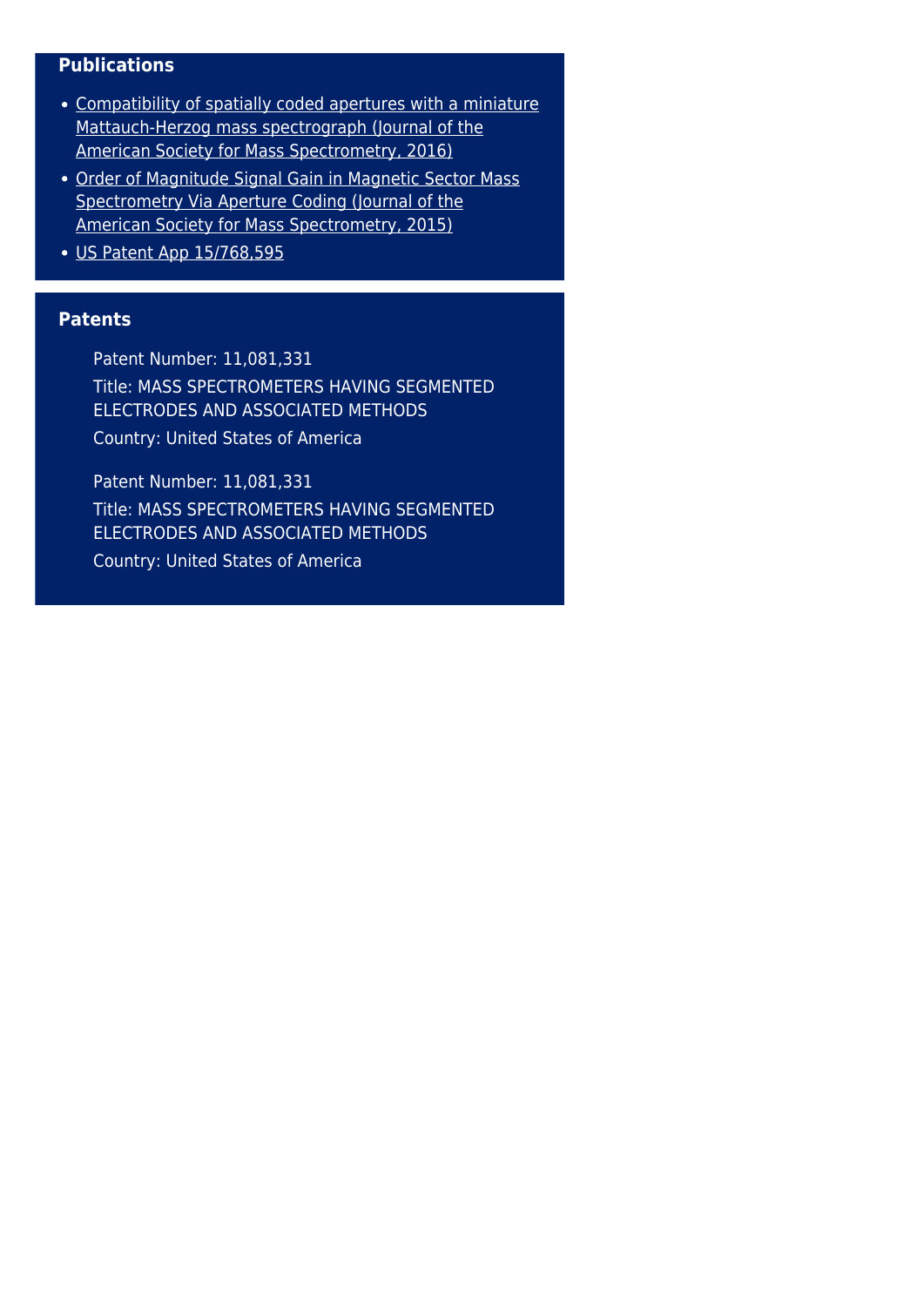## Publications

- Compatibility of spatially coded apertures with a miniature Mattauch-Herzog mass spectrograph (Journal of the American Society for Mass Spectrometry, 2016)
- Order of Magnitude Signal Gain in Magnetic Sector Mass Spectrometry Via Aperture Coding (Journal of the American Society for Mass Spectrometry, 2015)
- US Patent App 15/768,595

## Patents

Patent Number: 11,081,331

Title: MASS SPECTROMETERS HAVING SEGMENTED ELECTRODES AND ASSOCIATED METHODS

Country: United States of America

Patent Number: 11,081,331

Title: MASS SPECTROMETERS HAVING SEGMENTED ELECTRODES AND ASSOCIATED METHODS

Country: United States of America